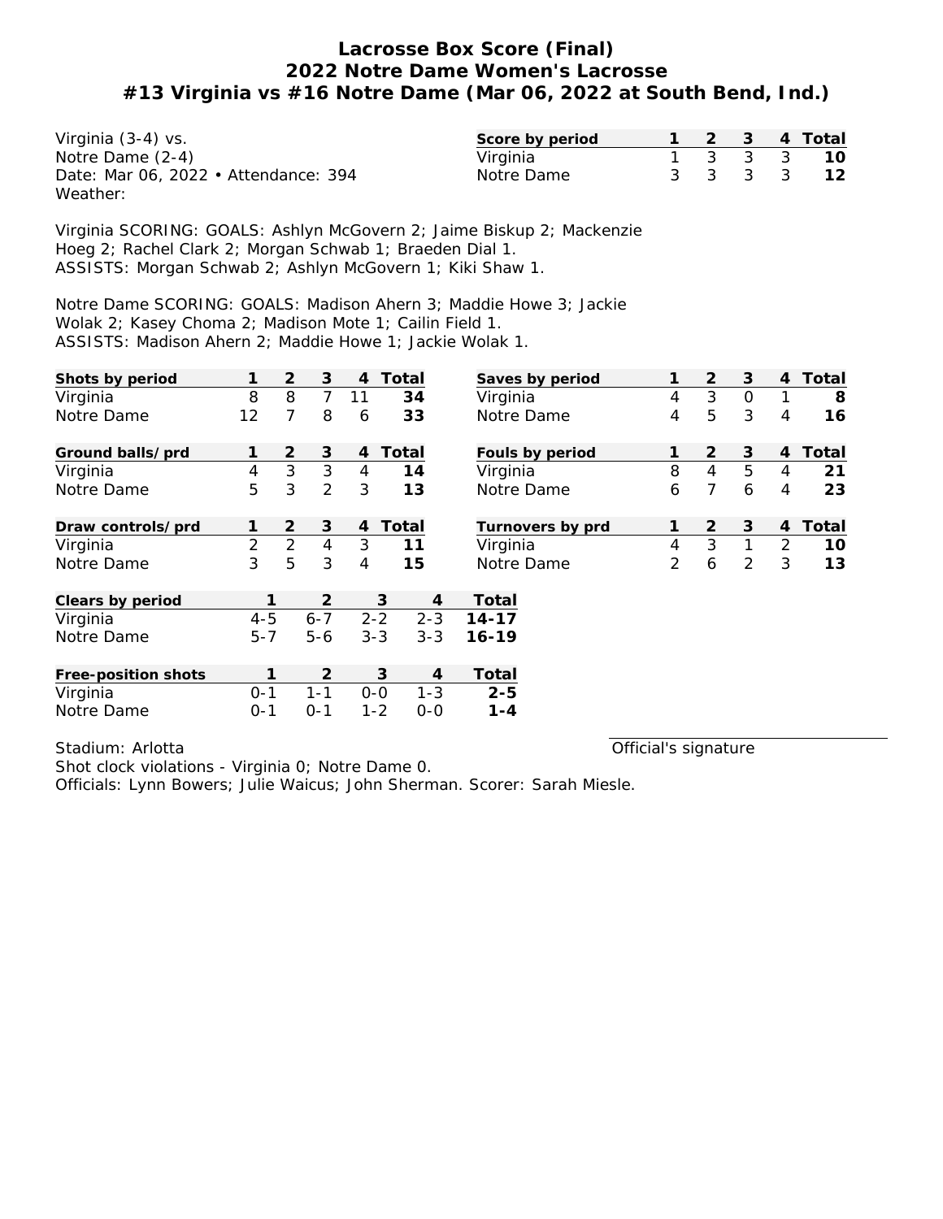# Lacrosse Box Score (Final)
## 2022 Notre Dame Women's Lacrosse
## #13 Virginia vs #16 Notre Dame (Mar 06, 2022 at South Bend, Ind.)

Virginia (3-4) vs.
Notre Dame (2-4)
Date: Mar 06, 2022 • Attendance: 394
Weather:

| Score by period | 1 | 2 | 3 | 4 | Total |
|---|---|---|---|---|---|
| Virginia | 1 | 3 | 3 | 3 | **10** |
| Notre Dame | 3 | 3 | 3 | 3 | **12** |

Virginia SCORING: GOALS: Ashlyn McGovern 2; Jaime Biskup 2; Mackenzie Hoeg 2; Rachel Clark 2; Morgan Schwab 1; Braeden Dial 1.
ASSISTS: Morgan Schwab 2; Ashlyn McGovern 1; Kiki Shaw 1.

Notre Dame SCORING: GOALS: Madison Ahern 3; Maddie Howe 3; Jackie Wolak 2; Kasey Choma 2; Madison Mote 1; Cailin Field 1.
ASSISTS: Madison Ahern 2; Maddie Howe 1; Jackie Wolak 1.

| Shots by period | 1 | 2 | 3 | 4 | Total |
|---|---|---|---|---|---|
| Virginia | 8 | 8 | 7 | 11 | **34** |
| Notre Dame | 12 | 7 | 8 | 6 | **33** |

| Saves by period | 1 | 2 | 3 | 4 | Total |
|---|---|---|---|---|---|
| Virginia | 4 | 3 | 0 | 1 | **8** |
| Notre Dame | 4 | 5 | 3 | 4 | **16** |

| Ground balls/prd | 1 | 2 | 3 | 4 | Total |
|---|---|---|---|---|---|
| Virginia | 4 | 3 | 3 | 4 | **14** |
| Notre Dame | 5 | 3 | 2 | 3 | **13** |

| Fouls by period | 1 | 2 | 3 | 4 | Total |
|---|---|---|---|---|---|
| Virginia | 8 | 4 | 5 | 4 | **21** |
| Notre Dame | 6 | 7 | 6 | 4 | **23** |

| Draw controls/prd | 1 | 2 | 3 | 4 | Total |
|---|---|---|---|---|---|
| Virginia | 2 | 2 | 4 | 3 | **11** |
| Notre Dame | 3 | 5 | 3 | 4 | **15** |

| Turnovers by prd | 1 | 2 | 3 | 4 | Total |
|---|---|---|---|---|---|
| Virginia | 4 | 3 | 1 | 2 | **10** |
| Notre Dame | 2 | 6 | 2 | 3 | **13** |

| Clears by period | 1 | 2 | 3 | 4 | Total |
|---|---|---|---|---|---|
| Virginia | 4-5 | 6-7 | 2-2 | 2-3 | **14-17** |
| Notre Dame | 5-7 | 5-6 | 3-3 | 3-3 | **16-19** |

| Free-position shots | 1 | 2 | 3 | 4 | Total |
|---|---|---|---|---|---|
| Virginia | 0-1 | 1-1 | 0-0 | 1-3 | **2-5** |
| Notre Dame | 0-1 | 0-1 | 1-2 | 0-0 | **1-4** |

Stadium: Arlotta

Official's signature

Shot clock violations - Virginia 0; Notre Dame 0.
Officials: Lynn Bowers; Julie Waicus; John Sherman. Scorer: Sarah Miesle.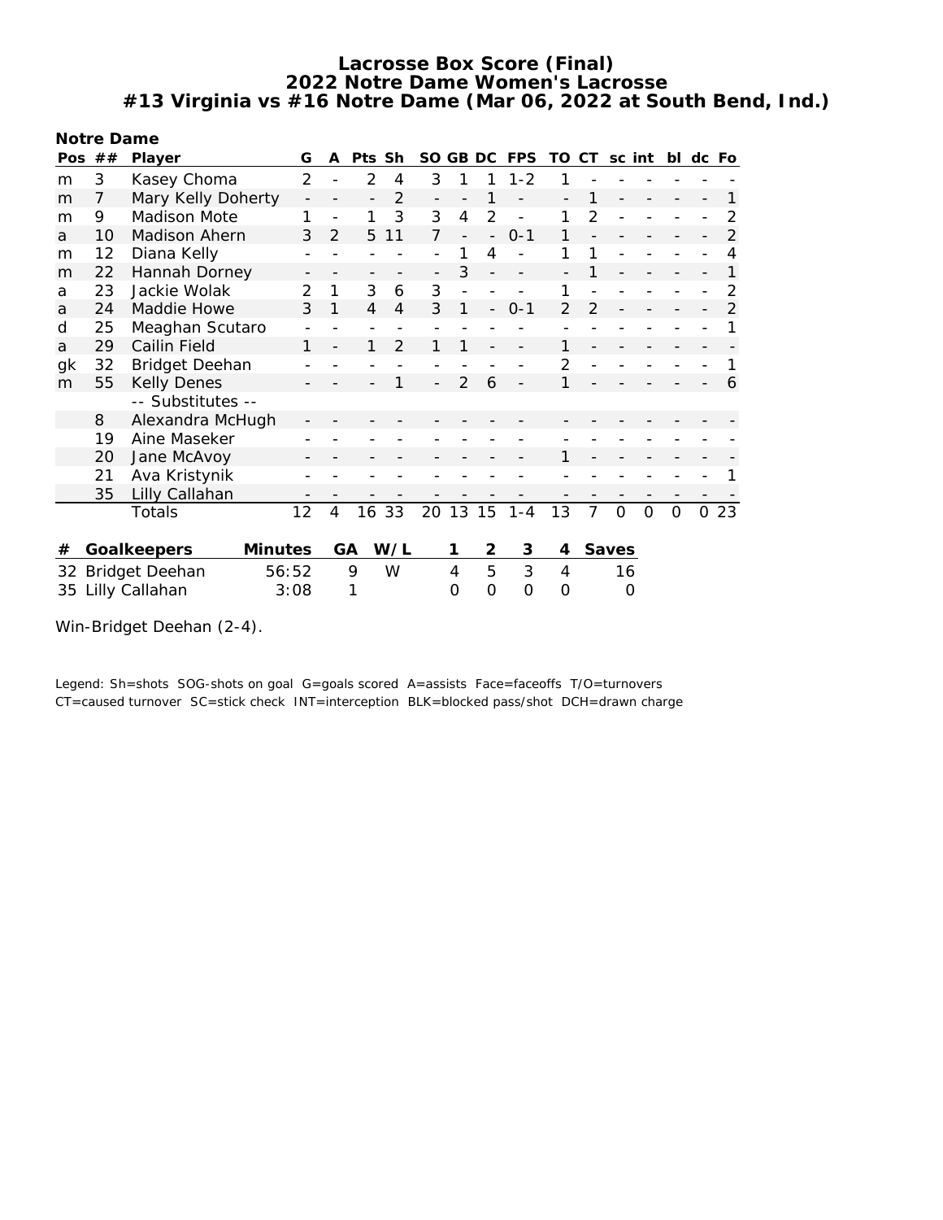# Lacrosse Box Score (Final)
## 2022 Notre Dame Women's Lacrosse
## #13 Virginia vs #16 Notre Dame (Mar 06, 2022 at South Bend, Ind.)

**Notre Dame**

| Pos | ## | Player | G | A | Pts | Sh | SO | GB | DC | FPS | TO | CT | sc | int | bl | dc | Fo |
|---|---|---|---|---|---|---|---|---|---|---|---|---|---|---|---|---|---|
| m | 3 | Kasey Choma | 2 | - | 2 | 4 | 3 | 1 | 1 | 1-2 | 1 | - | - | - | - | - | - |
| m | 7 | Mary Kelly Doherty | - | - | - | 2 | - | - | 1 | - | - | 1 | - | - | - | - | 1 |
| m | 9 | Madison Mote | 1 | - | 1 | 3 | 3 | 4 | 2 | - | 1 | 2 | - | - | - | - | 2 |
| a | 10 | Madison Ahern | 3 | 2 | 5 | 11 | 7 | - | - | 0-1 | 1 | - | - | - | - | - | 2 |
| m | 12 | Diana Kelly | - | - | - | - | - | 1 | 4 | - | 1 | 1 | - | - | - | - | 4 |
| m | 22 | Hannah Dorney | - | - | - | - | - | 3 | - | - | - | 1 | - | - | - | - | 1 |
| a | 23 | Jackie Wolak | 2 | 1 | 3 | 6 | 3 | - | - | - | 1 | - | - | - | - | - | 2 |
| a | 24 | Maddie Howe | 3 | 1 | 4 | 4 | 3 | 1 | - | 0-1 | 2 | 2 | - | - | - | - | 2 |
| d | 25 | Meaghan Scutaro | - | - | - | - | - | - | - | - | - | - | - | - | - | - | 1 |
| a | 29 | Cailin Field | 1 | - | 1 | 2 | 1 | 1 | - | - | 1 | - | - | - | - | - | - |
| gk | 32 | Bridget Deehan | - | - | - | - | - | - | - | - | 2 | - | - | - | - | - | 1 |
| m | 55 | Kelly Denes | - | - | - | 1 | - | 2 | 6 | - | 1 | - | - | - | - | - | 6 |
| | | -- Substitutes -- | | | | | | | | | | | | | | | |
| | 8 | Alexandra McHugh | - | - | - | - | - | - | - | - | - | - | - | - | - | - | - |
| | 19 | Aine Maseker | - | - | - | - | - | - | - | - | - | - | - | - | - | - | - |
| | 20 | Jane McAvoy | - | - | - | - | - | - | - | - | 1 | - | - | - | - | - | - |
| | 21 | Ava Kristynik | - | - | - | - | - | - | - | - | - | - | - | - | - | - | 1 |
| | 35 | Lilly Callahan | - | - | - | - | - | - | - | - | - | - | - | - | - | - | - |
| | | Totals | 12 | 4 | 16 | 33 | 20 | 13 | 15 | 1-4 | 13 | 7 | 0 | 0 | 0 | 0 | 23 |

| # | Goalkeepers | Minutes | GA | W/L | 1 | 2 | 3 | 4 | Saves |
|---|---|---|---|---|---|---|---|---|---|
| 32 | Bridget Deehan | 56:52 | 9 | W | 4 | 5 | 3 | 4 | 16 |
| 35 | Lilly Callahan | 3:08 | 1 | | 0 | 0 | 0 | 0 | 0 |

Win-Bridget Deehan (2-4).

Legend: Sh=shots SOG-shots on goal G=goals scored A=assists Face=faceoffs T/O=turnovers CT=caused turnover SC=stick check INT=interception BLK=blocked pass/shot DCH=drawn charge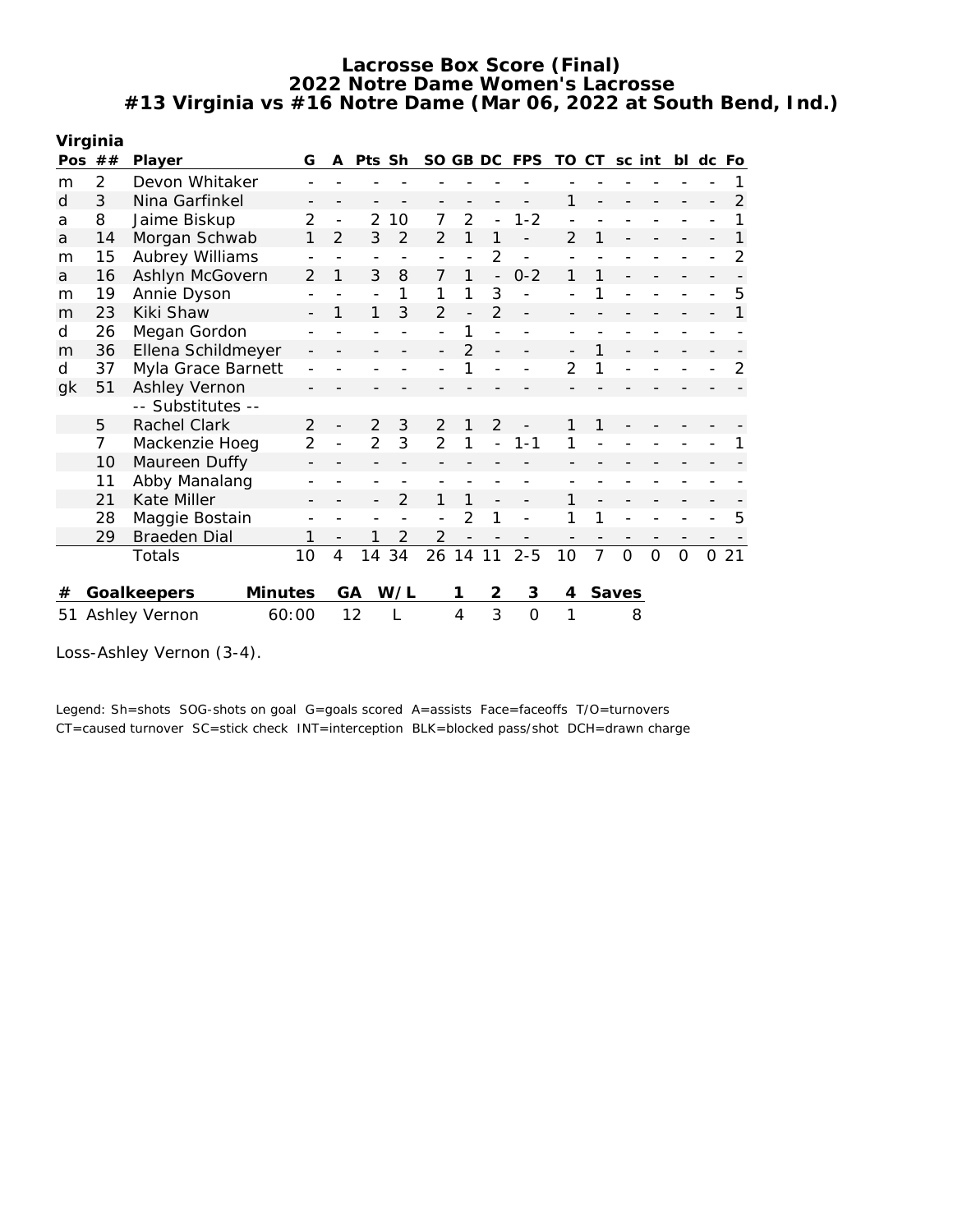# Lacrosse Box Score (Final)
## 2022 Notre Dame Women's Lacrosse
## #13 Virginia vs #16 Notre Dame (Mar 06, 2022 at South Bend, Ind.)

**Virginia**

| Pos | ## | Player | G | A | Pts | Sh | SO | GB | DC | FPS | TO | CT | sc | int | bl | dc | Fo |
|---|---|---|---|---|---|---|---|---|---|---|---|---|---|---|---|---|---|
| m | 2 | Devon Whitaker | - | - | - | - | - | - | - | - | - | - | - | - | - | - | 1 |
| d | 3 | Nina Garfinkel | - | - | - | - | - | - | - | - | 1 | - | - | - | - | - | 2 |
| a | 8 | Jaime Biskup | 2 | - | 2 | 10 | 7 | 2 | - | 1-2 | - | - | - | - | - | - | 1 |
| a | 14 | Morgan Schwab | 1 | 2 | 3 | 2 | 2 | 1 | 1 | - | 2 | 1 | - | - | - | - | 1 |
| m | 15 | Aubrey Williams | - | - | - | - | - | - | 2 | - | - | - | - | - | - | - | 2 |
| a | 16 | Ashlyn McGovern | 2 | 1 | 3 | 8 | 7 | 1 | - | 0-2 | 1 | 1 | - | - | - | - | - |
| m | 19 | Annie Dyson | - | - | - | 1 | 1 | 1 | 3 | - | - | 1 | - | - | - | - | 5 |
| m | 23 | Kiki Shaw | - | 1 | 1 | 3 | 2 | - | 2 | - | - | - | - | - | - | - | 1 |
| d | 26 | Megan Gordon | - | - | - | - | - | 1 | - | - | - | - | - | - | - | - | - |
| m | 36 | Ellena Schildmeyer | - | - | - | - | - | 2 | - | - | - | 1 | - | - | - | - | - |
| d | 37 | Myla Grace Barnett | - | - | - | - | - | 1 | - | - | 2 | 1 | - | - | - | - | 2 |
| gk | 51 | Ashley Vernon | - | - | - | - | - | - | - | - | - | - | - | - | - | - | - |
| | | -- Substitutes -- | | | | | | | | | | | | | | | |
| | 5 | Rachel Clark | 2 | - | 2 | 3 | 2 | 1 | 2 | - | 1 | 1 | - | - | - | - | - |
| | 7 | Mackenzie Hoeg | 2 | - | 2 | 3 | 2 | 1 | - | 1-1 | 1 | - | - | - | - | - | 1 |
| | 10 | Maureen Duffy | - | - | - | - | - | - | - | - | - | - | - | - | - | - | - |
| | 11 | Abby Manalang | - | - | - | - | - | - | - | - | - | - | - | - | - | - | - |
| | 21 | Kate Miller | - | - | - | 2 | 1 | 1 | - | - | 1 | - | - | - | - | - | - |
| | 28 | Maggie Bostain | - | - | - | - | - | 2 | 1 | - | 1 | 1 | - | - | - | - | 5 |
| | 29 | Braeden Dial | 1 | - | 1 | 2 | 2 | - | - | - | - | - | - | - | - | - | - |
| | | Totals | 10 | 4 | 14 | 34 | 26 | 14 | 11 | 2-5 | 10 | 7 | 0 | 0 | 0 | 0 | 21 |

| # | Goalkeepers | Minutes | GA | W/L | 1 | 2 | 3 | 4 | Saves |
|---|---|---|---|---|---|---|---|---|---|
| 51 | Ashley Vernon | 60:00 | 12 | L | 4 | 3 | 0 | 1 | 8 |

Loss-Ashley Vernon (3-4).

Legend: Sh=shots SOG-shots on goal G=goals scored A=assists Face=faceoffs T/O=turnovers
CT=caused turnover SC=stick check INT=interception BLK=blocked pass/shot DCH=drawn charge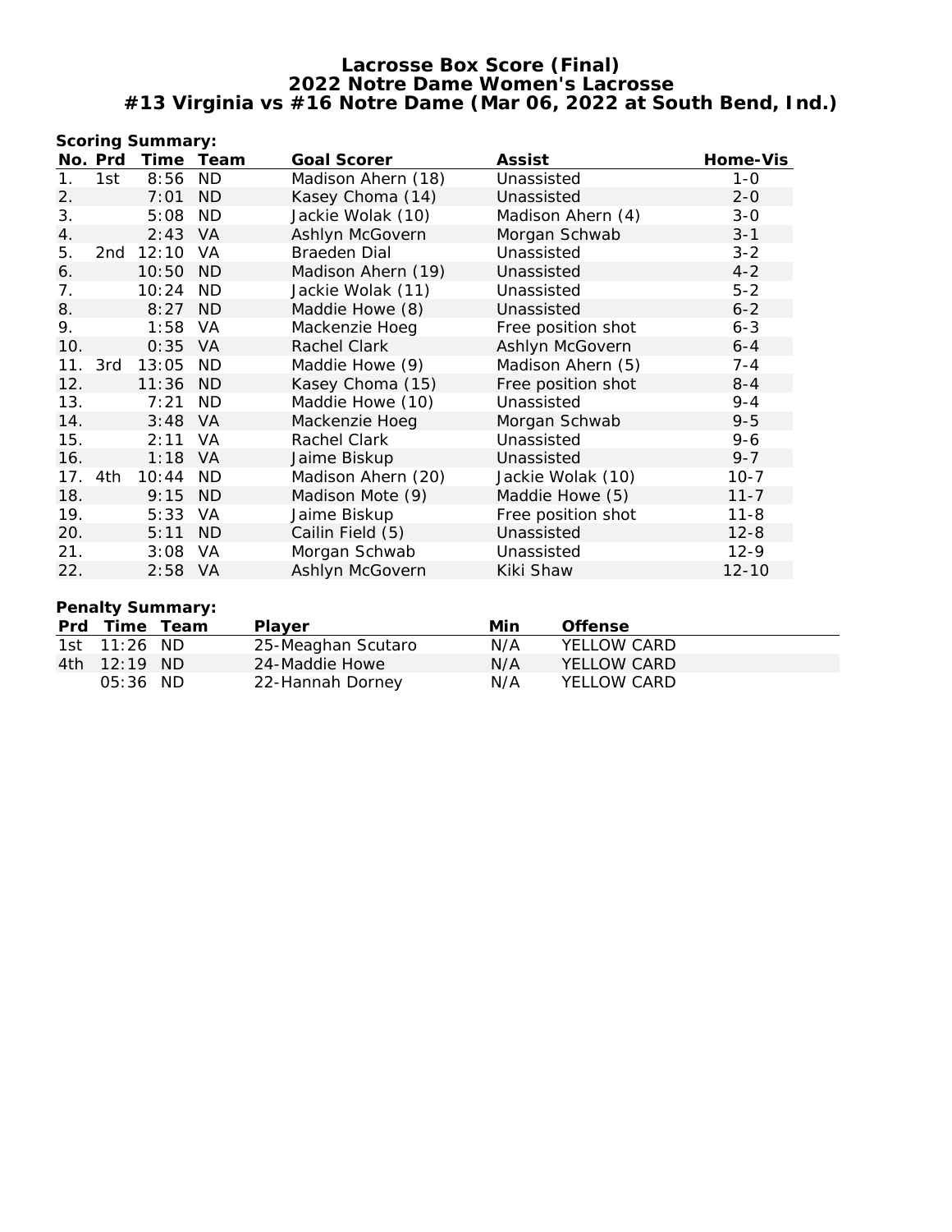# Lacrosse Box Score (Final)
## 2022 Notre Dame Women's Lacrosse
## #13 Virginia vs #16 Notre Dame (Mar 06, 2022 at South Bend, Ind.)

**Scoring Summary:**

| No. | Prd | Time | Team | Goal Scorer | Assist | Home-Vis |
|---|---|---|---|---|---|---|
| 1. | 1st | 8:56 | ND | Madison Ahern (18) | Unassisted | 1-0 |
| 2. | | 7:01 | ND | Kasey Choma (14) | Unassisted | 2-0 |
| 3. | | 5:08 | ND | Jackie Wolak (10) | Madison Ahern (4) | 3-0 |
| 4. | | 2:43 | VA | Ashlyn McGovern | Morgan Schwab | 3-1 |
| 5. | 2nd | 12:10 | VA | Braeden Dial | Unassisted | 3-2 |
| 6. | | 10:50 | ND | Madison Ahern (19) | Unassisted | 4-2 |
| 7. | | 10:24 | ND | Jackie Wolak (11) | Unassisted | 5-2 |
| 8. | | 8:27 | ND | Maddie Howe (8) | Unassisted | 6-2 |
| 9. | | 1:58 | VA | Mackenzie Hoeg | Free position shot | 6-3 |
| 10. | | 0:35 | VA | Rachel Clark | Ashlyn McGovern | 6-4 |
| 11. | 3rd | 13:05 | ND | Maddie Howe (9) | Madison Ahern (5) | 7-4 |
| 12. | | 11:36 | ND | Kasey Choma (15) | Free position shot | 8-4 |
| 13. | | 7:21 | ND | Maddie Howe (10) | Unassisted | 9-4 |
| 14. | | 3:48 | VA | Mackenzie Hoeg | Morgan Schwab | 9-5 |
| 15. | | 2:11 | VA | Rachel Clark | Unassisted | 9-6 |
| 16. | | 1:18 | VA | Jaime Biskup | Unassisted | 9-7 |
| 17. | 4th | 10:44 | ND | Madison Ahern (20) | Jackie Wolak (10) | 10-7 |
| 18. | | 9:15 | ND | Madison Mote (9) | Maddie Howe (5) | 11-7 |
| 19. | | 5:33 | VA | Jaime Biskup | Free position shot | 11-8 |
| 20. | | 5:11 | ND | Cailin Field (5) | Unassisted | 12-8 |
| 21. | | 3:08 | VA | Morgan Schwab | Unassisted | 12-9 |
| 22. | | 2:58 | VA | Ashlyn McGovern | Kiki Shaw | 12-10 |

**Penalty Summary:**

| Prd | Time | Team | Player | Min | Offense |
|---|---|---|---|---|---|
| 1st | 11:26 | ND | 25-Meaghan Scutaro | N/A | YELLOW CARD |
| 4th | 12:19 | ND | 24-Maddie Howe | N/A | YELLOW CARD |
| | 05:36 | ND | 22-Hannah Dorney | N/A | YELLOW CARD |